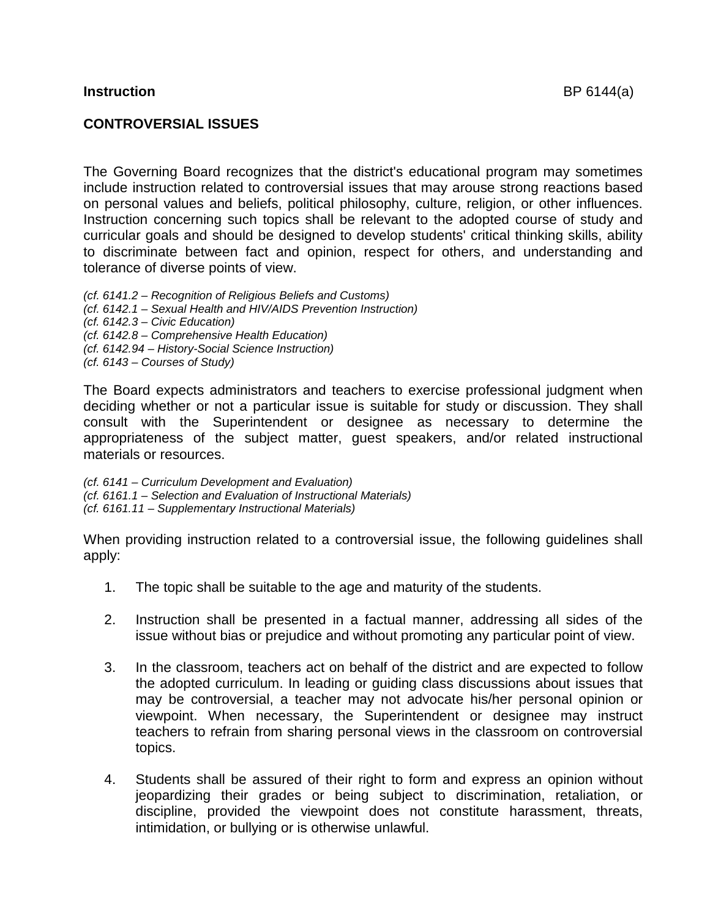**Instruction** BP 6144(a)

**CONTROVERSIAL ISSUES**

The Governing Board recognizes that the district's educational program may sometimes include instruction related to controversial issues that may arouse strong reactions based on personal values and beliefs, political philosophy, culture, religion, or other influences. Instruction concerning such topics shall be relevant to the adopted course of study and curricular goals and should be designed to develop students' critical thinking skills, ability to discriminate between fact and opinion, respect for others, and understanding and tolerance of diverse points of view.

*(cf. 6141.2 – Recognition of Religious Beliefs and Customs)*
*(cf. 6142.1 – Sexual Health and HIV/AIDS Prevention Instruction)*
*(cf. 6142.3 – Civic Education)*
*(cf. 6142.8 – Comprehensive Health Education)*
*(cf. 6142.94 – History-Social Science Instruction)*
*(cf. 6143 – Courses of Study)*

The Board expects administrators and teachers to exercise professional judgment when deciding whether or not a particular issue is suitable for study or discussion. They shall consult with the Superintendent or designee as necessary to determine the appropriateness of the subject matter, guest speakers, and/or related instructional materials or resources.

*(cf. 6141 – Curriculum Development and Evaluation)*
*(cf. 6161.1 – Selection and Evaluation of Instructional Materials)*
*(cf. 6161.11 – Supplementary Instructional Materials)*

When providing instruction related to a controversial issue, the following guidelines shall apply:

1. The topic shall be suitable to the age and maturity of the students.

2. Instruction shall be presented in a factual manner, addressing all sides of the issue without bias or prejudice and without promoting any particular point of view.

3. In the classroom, teachers act on behalf of the district and are expected to follow the adopted curriculum. In leading or guiding class discussions about issues that may be controversial, a teacher may not advocate his/her personal opinion or viewpoint. When necessary, the Superintendent or designee may instruct teachers to refrain from sharing personal views in the classroom on controversial topics.

4. Students shall be assured of their right to form and express an opinion without jeopardizing their grades or being subject to discrimination, retaliation, or discipline, provided the viewpoint does not constitute harassment, threats, intimidation, or bullying or is otherwise unlawful.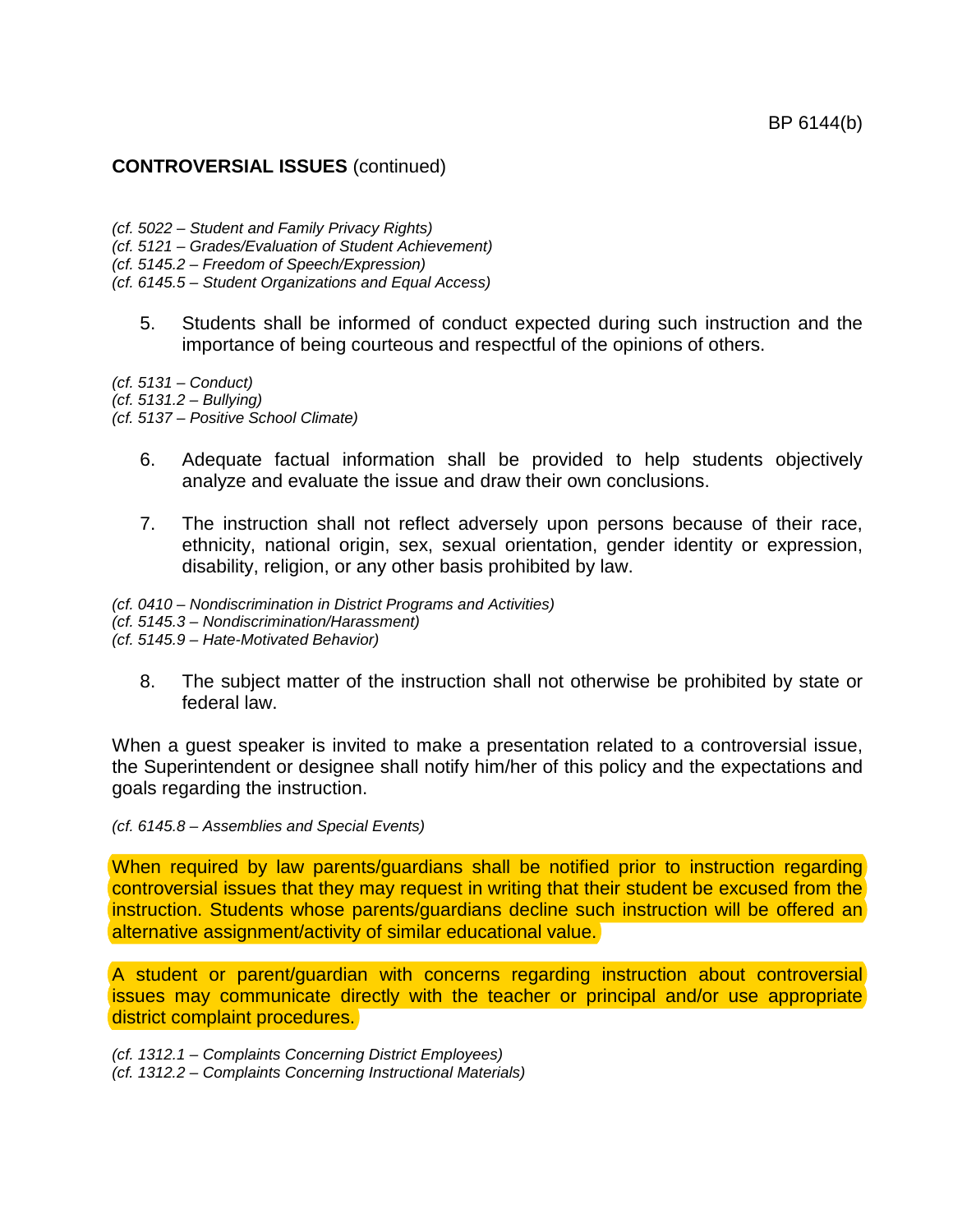**CONTROVERSIAL ISSUES** (continued)

*(cf. 5022 – Student and Family Privacy Rights)*
*(cf. 5121 – Grades/Evaluation of Student Achievement)*
*(cf. 5145.2 – Freedom of Speech/Expression)*
*(cf. 6145.5 – Student Organizations and Equal Access)*

5. Students shall be informed of conduct expected during such instruction and the importance of being courteous and respectful of the opinions of others.

*(cf. 5131 – Conduct)*
*(cf. 5131.2 – Bullying)*
*(cf. 5137 – Positive School Climate)*

6. Adequate factual information shall be provided to help students objectively analyze and evaluate the issue and draw their own conclusions.

7. The instruction shall not reflect adversely upon persons because of their race, ethnicity, national origin, sex, sexual orientation, gender identity or expression, disability, religion, or any other basis prohibited by law.

*(cf. 0410 – Nondiscrimination in District Programs and Activities)*
*(cf. 5145.3 – Nondiscrimination/Harassment)*
*(cf. 5145.9 – Hate-Motivated Behavior)*

8. The subject matter of the instruction shall not otherwise be prohibited by state or federal law.

When a guest speaker is invited to make a presentation related to a controversial issue, the Superintendent or designee shall notify him/her of this policy and the expectations and goals regarding the instruction.

*(cf. 6145.8 – Assemblies and Special Events)*

When required by law parents/guardians shall be notified prior to instruction regarding controversial issues that they may request in writing that their student be excused from the instruction. Students whose parents/guardians decline such instruction will be offered an alternative assignment/activity of similar educational value.

A student or parent/guardian with concerns regarding instruction about controversial issues may communicate directly with the teacher or principal and/or use appropriate district complaint procedures.

*(cf. 1312.1 – Complaints Concerning District Employees)*
*(cf. 1312.2 – Complaints Concerning Instructional Materials)*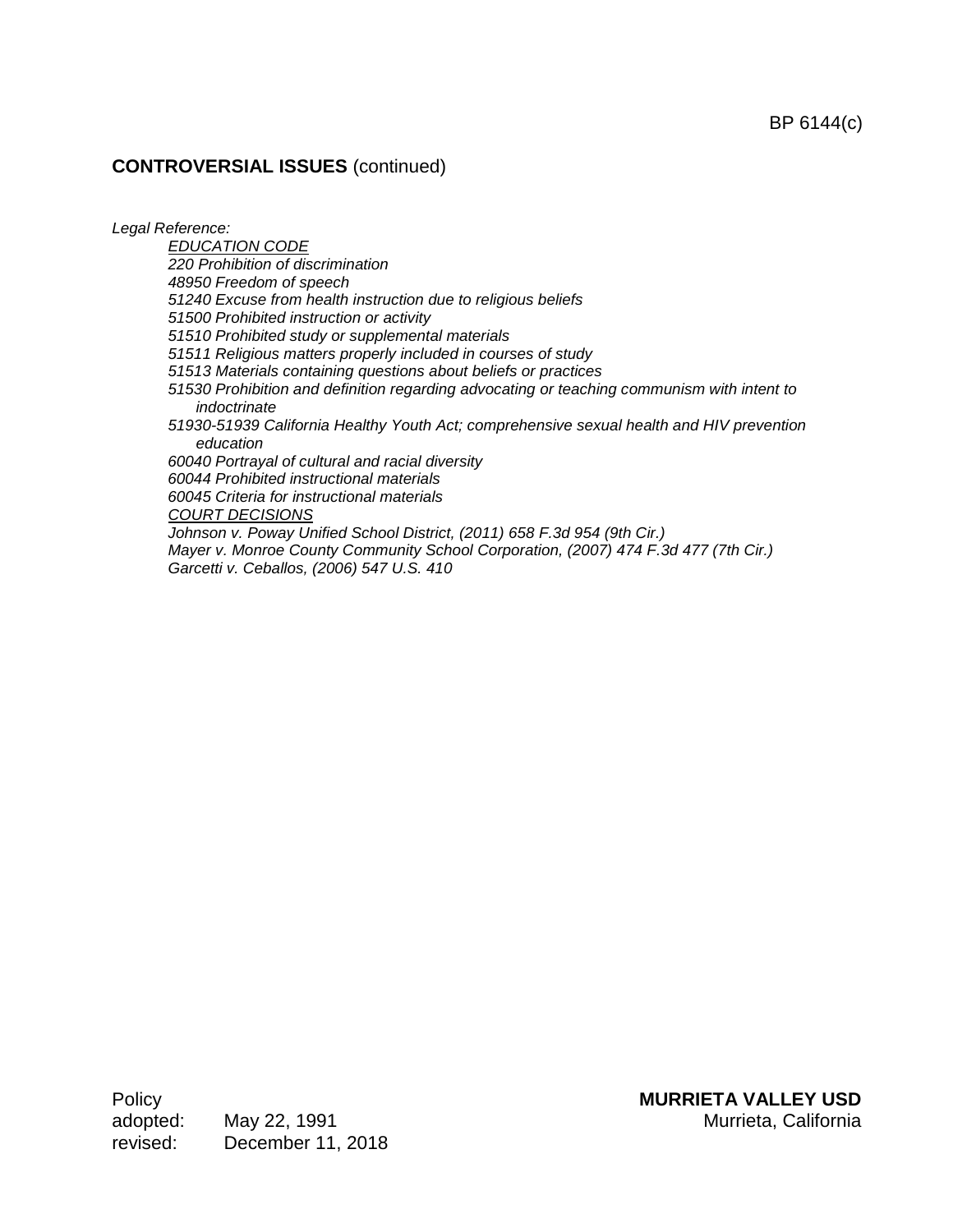## CONTROVERSIAL ISSUES (continued)

*Legal Reference:*

*EDUCATION CODE*
*220 Prohibition of discrimination*
*48950 Freedom of speech*
*51240 Excuse from health instruction due to religious beliefs*
*51500 Prohibited instruction or activity*
*51510 Prohibited study or supplemental materials*
*51511 Religious matters properly included in courses of study*
*51513 Materials containing questions about beliefs or practices*
*51530 Prohibition and definition regarding advocating or teaching communism with intent to indoctrinate*
*51930-51939 California Healthy Youth Act; comprehensive sexual health and HIV prevention education*
*60040 Portrayal of cultural and racial diversity*
*60044 Prohibited instructional materials*
*60045 Criteria for instructional materials*

*COURT DECISIONS*
*Johnson v. Poway Unified School District, (2011) 658 F.3d 954 (9th Cir.)*
*Mayer v. Monroe County Community School Corporation, (2007) 474 F.3d 477 (7th Cir.)*
*Garcetti v. Ceballos, (2006) 547 U.S. 410*

Policy
adopted: May 22, 1991
revised: December 11, 2018

**MURRIETA VALLEY USD**
Murrieta, California